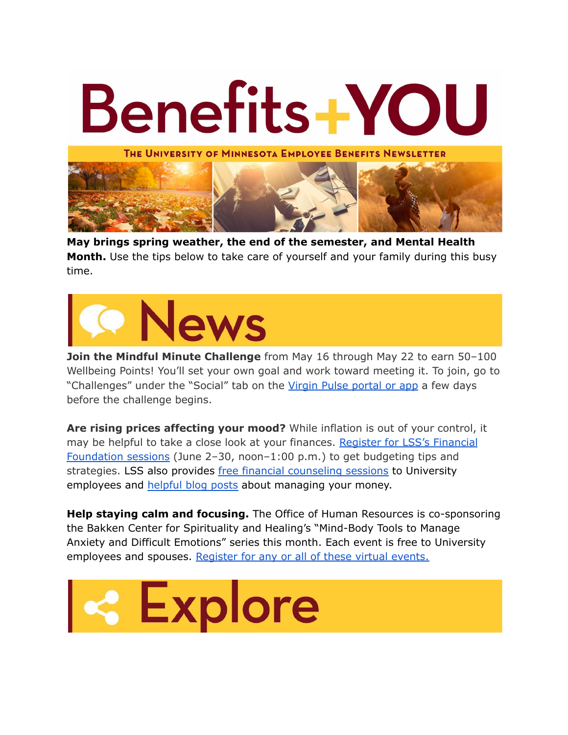# Benefits+YOU

**The University of Minnesota Employee Benefits Newsletter**

**May brings spring weather, the end of the semester, and Mental Health Month.** Use the tips below to take care of yourself and your family during this busy time.

## News

**Join the Mindful Minute Challenge** from May 16 through May 22 to earn 50–100 Wellbeing Points! You'll set your own goal and work toward meeting it. To join, go to "Challenges" under the "Social" tab on the Virgin Pulse portal or app a few days before the challenge begins.

**Are rising prices affecting your mood?** While inflation is out of your control, it may be helpful to take a close look at your finances. Register for LSS's Financial Foundation sessions (June 2–30, noon–1:00 p.m.) to get budgeting tips and strategies. LSS also provides free financial counseling sessions to University employees and helpful blog posts about managing your money.

**Help staying calm and focusing.** The Office of Human Resources is co-sponsoring the Bakken Center for Spirituality and Healing's "Mind-Body Tools to Manage Anxiety and Difficult Emotions" series this month. Each event is free to University employees and spouses. Register for any or all of these virtual events.

## Explore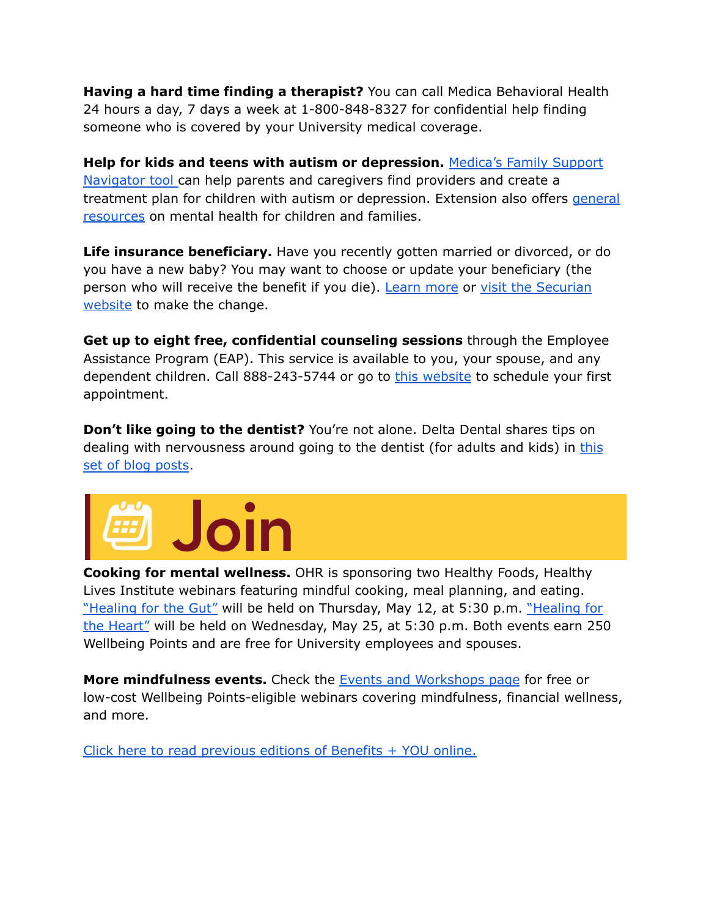**Having a hard time finding a therapist?** You can call Medica Behavioral Health 24 hours a day, 7 days a week at 1-800-848-8327 for confidential help finding someone who is covered by your University medical coverage.

**Help for kids and teens with autism or depression.** Medica's Family Support Navigator tool can help parents and caregivers find providers and create a treatment plan for children with autism or depression. Extension also offers general resources on mental health for children and families.

**Life insurance beneficiary.** Have you recently gotten married or divorced, or do you have a new baby? You may want to choose or update your beneficiary (the person who will receive the benefit if you die). Learn more or visit the Securian website to make the change.

**Get up to eight free, confidential counseling sessions** through the Employee Assistance Program (EAP). This service is available to you, your spouse, and any dependent children. Call 888-243-5744 or go to this website to schedule your first appointment.

**Don't like going to the dentist?** You're not alone. Delta Dental shares tips on dealing with nervousness around going to the dentist (for adults and kids) in this set of blog posts.

# Join

**Cooking for mental wellness.** OHR is sponsoring two Healthy Foods, Healthy Lives Institute webinars featuring mindful cooking, meal planning, and eating. "Healing for the Gut" will be held on Thursday, May 12, at 5:30 p.m. "Healing for the Heart" will be held on Wednesday, May 25, at 5:30 p.m. Both events earn 250 Wellbeing Points and are free for University employees and spouses.

**More mindfulness events.** Check the Events and Workshops page for free or low-cost Wellbeing Points-eligible webinars covering mindfulness, financial wellness, and more.

Click here to read previous editions of Benefits + YOU online.